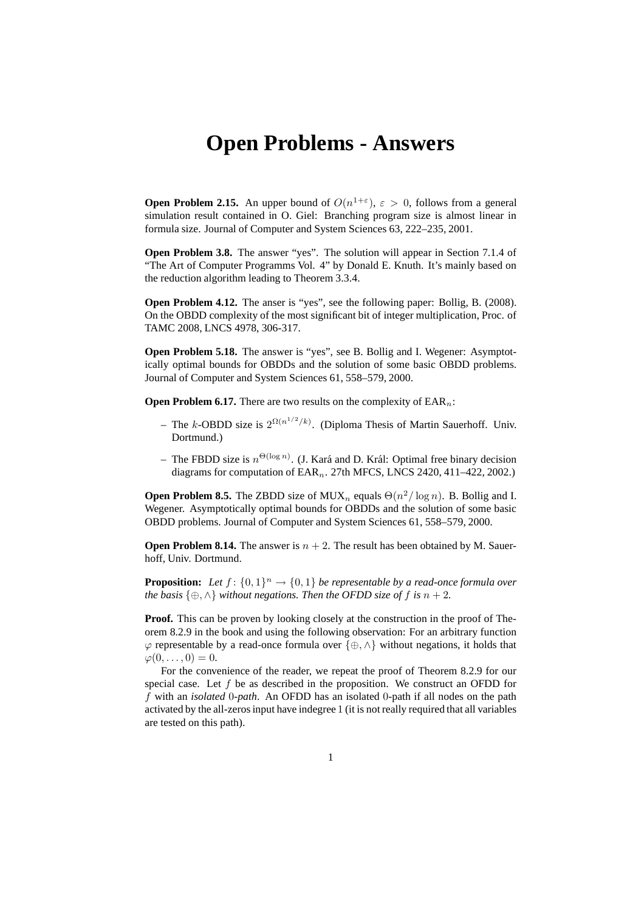# Open Problems - Answers

**Open Problem 2.15.** An upper bound of $O(n^{1+\varepsilon})$, $\varepsilon > 0$, follows from a general simulation result contained in O. Giel: Branching program size is almost linear in formula size. Journal of Computer and System Sciences 63, 222–235, 2001.

**Open Problem 3.8.** The answer "yes". The solution will appear in Section 7.1.4 of "The Art of Computer Programms Vol. 4" by Donald E. Knuth. It's mainly based on the reduction algorithm leading to Theorem 3.3.4.

**Open Problem 4.12.** The anser is "yes", see the following paper: Bollig, B. (2008). On the OBDD complexity of the most significant bit of integer multiplication, Proc. of TAMC 2008, LNCS 4978, 306-317.

**Open Problem 5.18.** The answer is "yes", see B. Bollig and I. Wegener: Asymptotically optimal bounds for OBDDs and the solution of some basic OBDD problems. Journal of Computer and System Sciences 61, 558–579, 2000.

**Open Problem 6.17.** There are two results on the complexity of $\text{EAR}_n$:

- The $k$-OBDD size is $2^{\Omega(n^{1/2}/k)}$. (Diploma Thesis of Martin Sauerhoff. Univ. Dortmund.)
- The FBDD size is $n^{\Theta(\log n)}$. (J. Kará and D. Král: Optimal free binary decision diagrams for computation of $\text{EAR}_n$. 27th MFCS, LNCS 2420, 411–422, 2002.)

**Open Problem 8.5.** The ZBDD size of $\text{MUX}_n$ equals $\Theta(n^2/\log n)$. B. Bollig and I. Wegener. Asymptotically optimal bounds for OBDDs and the solution of some basic OBDD problems. Journal of Computer and System Sciences 61, 558–579, 2000.

**Open Problem 8.14.** The answer is $n + 2$. The result has been obtained by M. Sauerhoff, Univ. Dortmund.

**Proposition:** *Let $f: \{0,1\}^n \to \{0,1\}$ be representable by a read-once formula over the basis $\{\oplus, \wedge\}$ without negations. Then the OFDD size of $f$ is $n + 2$.*

**Proof.** This can be proven by looking closely at the construction in the proof of Theorem 8.2.9 in the book and using the following observation: For an arbitrary function $\varphi$ representable by a read-once formula over $\{\oplus, \wedge\}$ without negations, it holds that $\varphi(0, \ldots, 0) = 0$.

For the convenience of the reader, we repeat the proof of Theorem 8.2.9 for our special case. Let $f$ be as described in the proposition. We construct an OFDD for $f$ with an *isolated* 0*-path*. An OFDD has an isolated 0-path if all nodes on the path activated by the all-zeros input have indegree 1 (it is not really required that all variables are tested on this path).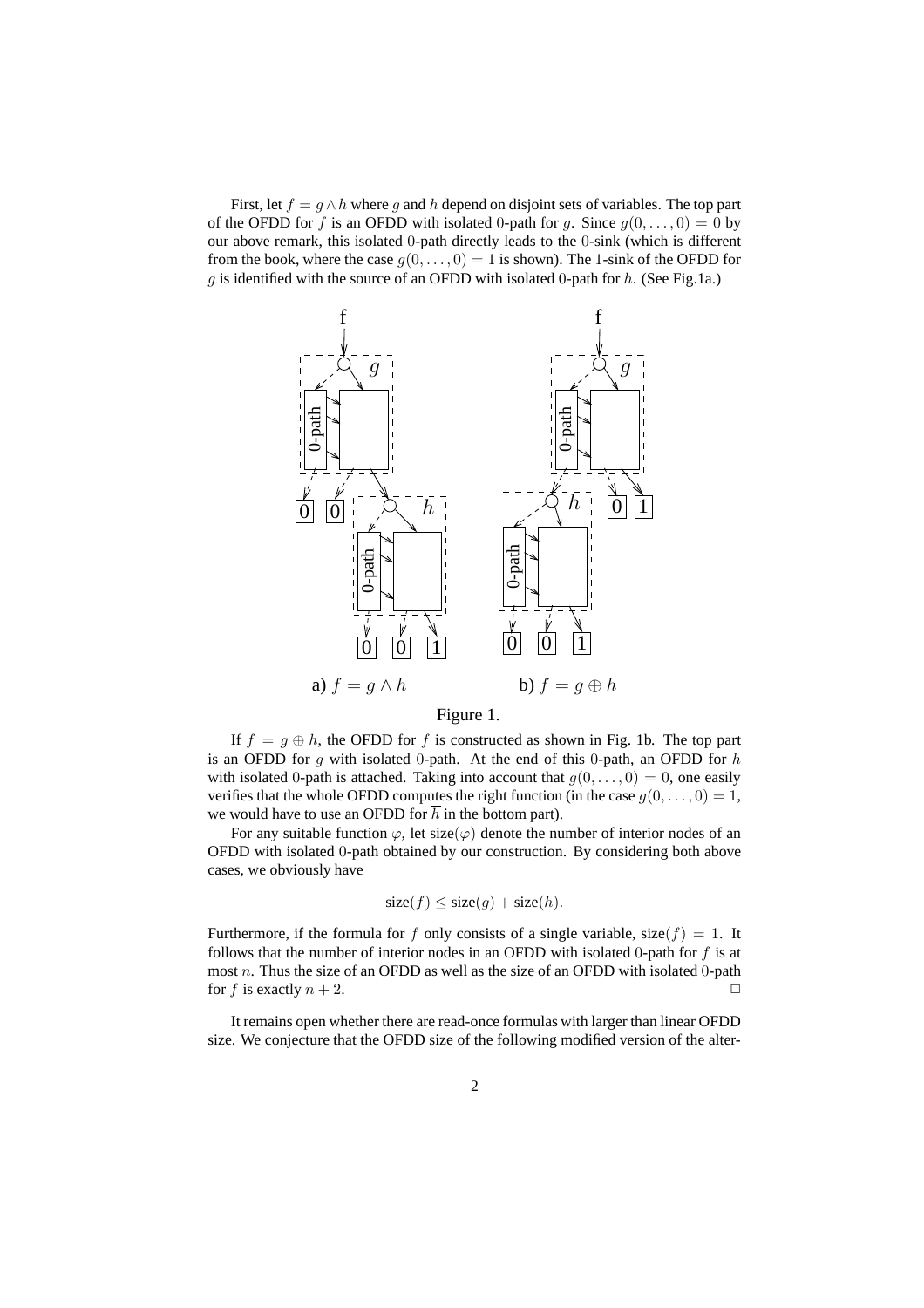First, let $f = g \wedge h$ where $g$ and $h$ depend on disjoint sets of variables. The top part of the OFDD for $f$ is an OFDD with isolated 0-path for $g$. Since $g(0, \ldots, 0) = 0$ by our above remark, this isolated 0-path directly leads to the 0-sink (which is different from the book, where the case $g(0, \ldots, 0) = 1$ is shown). The 1-sink of the OFDD for $g$ is identified with the source of an OFDD with isolated 0-path for $h$. (See Fig.1a.)

f

g

0-path

0

0

h

0-path

0

0

1

a) $f = g \wedge h$

f

g

0-path

h

0

1

0-path

0

0

1

b) $f = g \oplus h$

Figure 1.

If $f = g \oplus h$, the OFDD for $f$ is constructed as shown in Fig. 1b. The top part is an OFDD for $g$ with isolated 0-path. At the end of this 0-path, an OFDD for $h$ with isolated 0-path is attached. Taking into account that $g(0, \ldots, 0) = 0$, one easily verifies that the whole OFDD computes the right function (in the case $g(0, \ldots, 0) = 1$, we would have to use an OFDD for $\overline{h}$ in the bottom part).

For any suitable function $\varphi$, let $\text{size}(\varphi)$ denote the number of interior nodes of an OFDD with isolated 0-path obtained by our construction. By considering both above cases, we obviously have

$$\text{size}(f) \leq \text{size}(g) + \text{size}(h).$$

Furthermore, if the formula for $f$ only consists of a single variable, $\text{size}(f) = 1$. It follows that the number of interior nodes in an OFDD with isolated 0-path for $f$ is at most $n$. Thus the size of an OFDD as well as the size of an OFDD with isolated 0-path for $f$ is exactly $n + 2$. $\Box$

It remains open whether there are read-once formulas with larger than linear OFDD size. We conjecture that the OFDD size of the following modified version of the alter-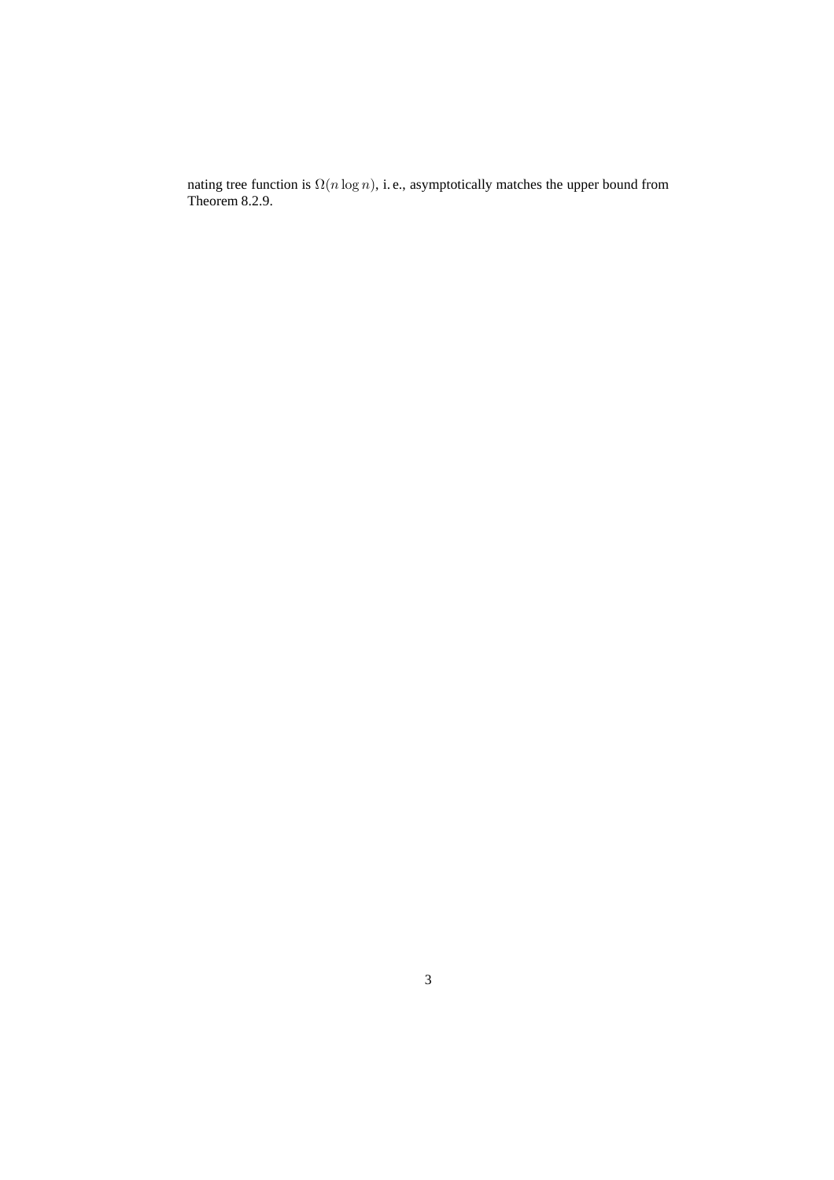nating tree function is $\Omega(n \log n)$, i. e., asymptotically matches the upper bound from Theorem 8.2.9.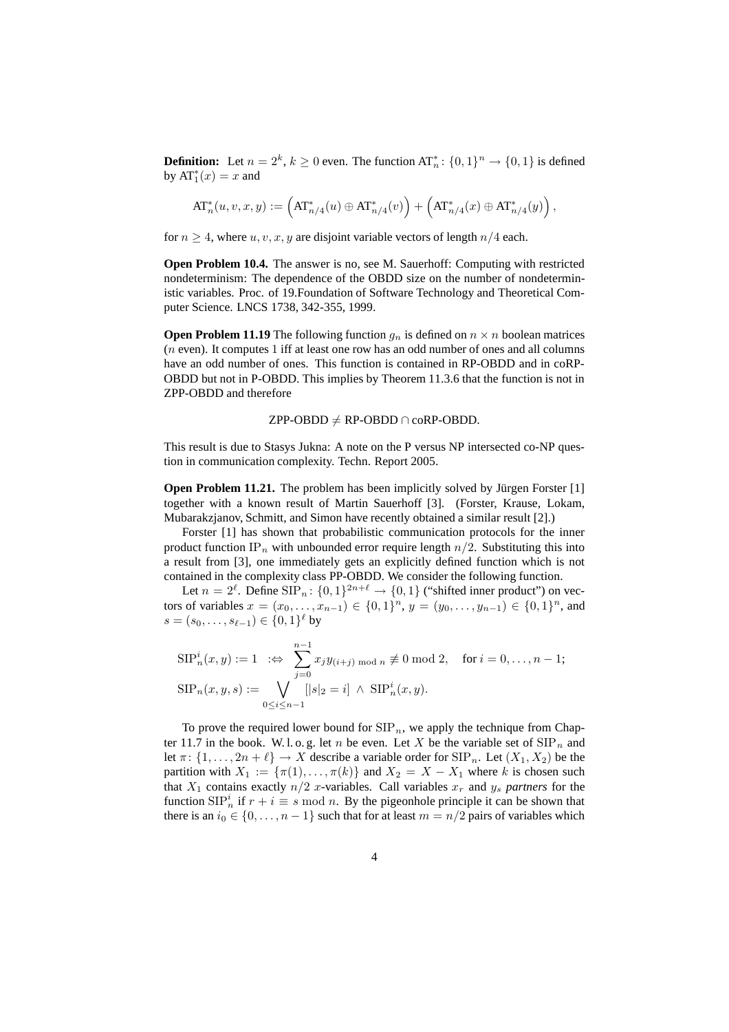**Definition:** Let $n = 2^k$, $k \geq 0$ even. The function $\mathrm{AT}_n^* \colon \{0,1\}^n \to \{0,1\}$ is defined by $\mathrm{AT}_1^*(x) = x$ and

$$\mathrm{AT}_n^*(u,v,x,y) := \left(\mathrm{AT}_{n/4}^*(u) \oplus \mathrm{AT}_{n/4}^*(v)\right) + \left(\mathrm{AT}_{n/4}^*(x) \oplus \mathrm{AT}_{n/4}^*(y)\right),$$

for $n \geq 4$, where $u, v, x, y$ are disjoint variable vectors of length $n/4$ each.

**Open Problem 10.4.** The answer is no, see M. Sauerhoff: Computing with restricted nondeterminism: The dependence of the OBDD size on the number of nondeterministic variables. Proc. of 19.Foundation of Software Technology and Theoretical Computer Science. LNCS 1738, 342-355, 1999.

**Open Problem 11.19** The following function $g_n$ is defined on $n \times n$ boolean matrices ($n$ even). It computes 1 iff at least one row has an odd number of ones and all columns have an odd number of ones. This function is contained in RP-OBDD and in coRP-OBDD but not in P-OBDD. This implies by Theorem 11.3.6 that the function is not in ZPP-OBDD and therefore

$$\text{ZPP-OBDD} \neq \text{RP-OBDD} \cap \text{coRP-OBDD}.$$

This result is due to Stasys Jukna: A note on the P versus NP intersected co-NP question in communication complexity. Techn. Report 2005.

**Open Problem 11.21.** The problem has been implicitly solved by Jürgen Forster [1] together with a known result of Martin Sauerhoff [3]. (Forster, Krause, Lokam, Mubarakzjanov, Schmitt, and Simon have recently obtained a similar result [2].)

Forster [1] has shown that probabilistic communication protocols for the inner product function $\mathrm{IP}_n$ with unbounded error require length $n/2$. Substituting this into a result from [3], one immediately gets an explicitly defined function which is not contained in the complexity class PP-OBDD. We consider the following function.

Let $n = 2^\ell$. Define $\mathrm{SIP}_n \colon \{0,1\}^{2n+\ell} \to \{0,1\}$ ("shifted inner product") on vectors of variables $x = (x_0, \ldots, x_{n-1}) \in \{0,1\}^n$, $y = (y_0, \ldots, y_{n-1}) \in \{0,1\}^n$, and $s = (s_0, \ldots, s_{\ell-1}) \in \{0,1\}^\ell$ by

$$\mathrm{SIP}_n^i(x,y) := 1 \quad :\Leftrightarrow \quad \sum_{j=0}^{n-1} x_j y_{(i+j) \bmod n} \not\equiv 0 \bmod 2, \quad \text{for } i = 0, \ldots, n-1;$$

$$\mathrm{SIP}_n(x,y,s) := \bigvee_{0 \leq i \leq n-1} [|s|_2 = i] \;\wedge\; \mathrm{SIP}_n^i(x,y).$$

To prove the required lower bound for $\mathrm{SIP}_n$, we apply the technique from Chapter 11.7 in the book. W. l. o. g. let $n$ be even. Let $X$ be the variable set of $\mathrm{SIP}_n$ and let $\pi \colon \{1, \ldots, 2n+\ell\} \to X$ describe a variable order for $\mathrm{SIP}_n$. Let $(X_1, X_2)$ be the partition with $X_1 := \{\pi(1), \ldots, \pi(k)\}$ and $X_2 = X - X_1$ where $k$ is chosen such that $X_1$ contains exactly $n/2$ $x$-variables. Call variables $x_r$ and $y_s$ *partners* for the function $\mathrm{SIP}_n^i$ if $r + i \equiv s \bmod n$. By the pigeonhole principle it can be shown that there is an $i_0 \in \{0, \ldots, n-1\}$ such that for at least $m = n/2$ pairs of variables which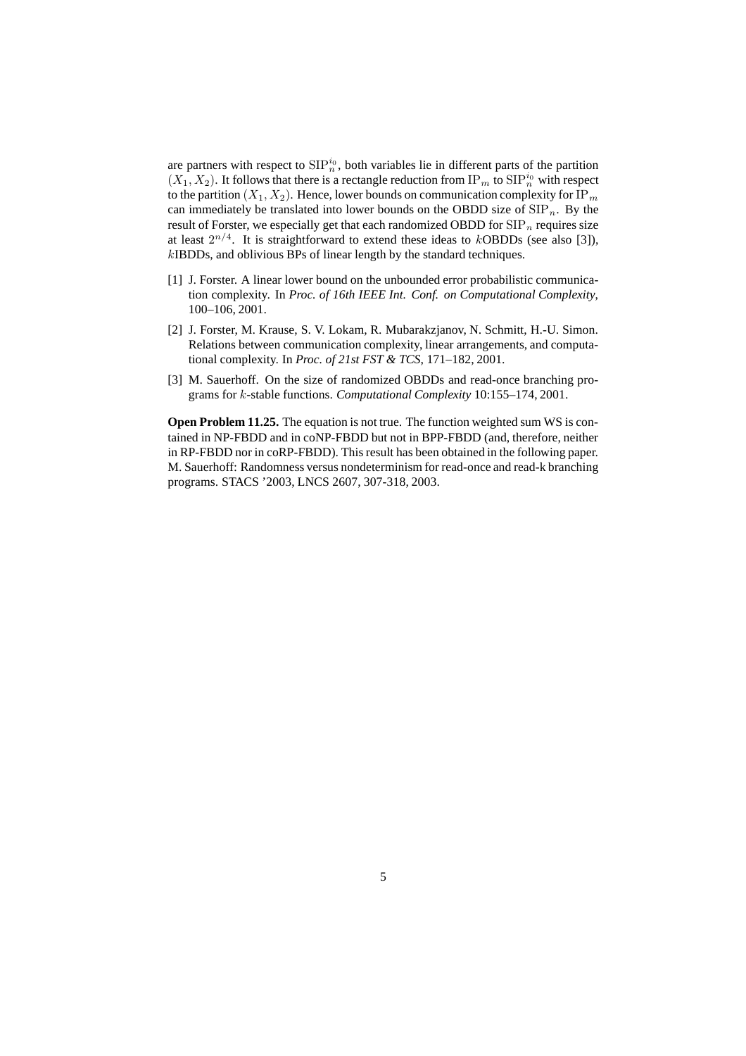are partners with respect to $\mathrm{SIP}_n^{i_0}$, both variables lie in different parts of the partition $(X_1, X_2)$. It follows that there is a rectangle reduction from $\mathrm{IP}_m$ to $\mathrm{SIP}_n^{i_0}$ with respect to the partition $(X_1, X_2)$. Hence, lower bounds on communication complexity for $\mathrm{IP}_m$ can immediately be translated into lower bounds on the OBDD size of $\mathrm{SIP}_n$. By the result of Forster, we especially get that each randomized OBDD for $\mathrm{SIP}_n$ requires size at least $2^{n/4}$. It is straightforward to extend these ideas to $k$OBDDs (see also [3]), $k$IBDDs, and oblivious BPs of linear length by the standard techniques.

[1] J. Forster. A linear lower bound on the unbounded error probabilistic communication complexity. In *Proc. of 16th IEEE Int. Conf. on Computational Complexity*, 100–106, 2001.

[2] J. Forster, M. Krause, S. V. Lokam, R. Mubarakzjanov, N. Schmitt, H.-U. Simon. Relations between communication complexity, linear arrangements, and computational complexity. In *Proc. of 21st FST & TCS*, 171–182, 2001.

[3] M. Sauerhoff. On the size of randomized OBDDs and read-once branching programs for $k$-stable functions. *Computational Complexity* 10:155–174, 2001.

**Open Problem 11.25.** The equation is not true. The function weighted sum WS is contained in NP-FBDD and in coNP-FBDD but not in BPP-FBDD (and, therefore, neither in RP-FBDD nor in coRP-FBDD). This result has been obtained in the following paper. M. Sauerhoff: Randomness versus nondeterminism for read-once and read-k branching programs. STACS '2003, LNCS 2607, 307-318, 2003.